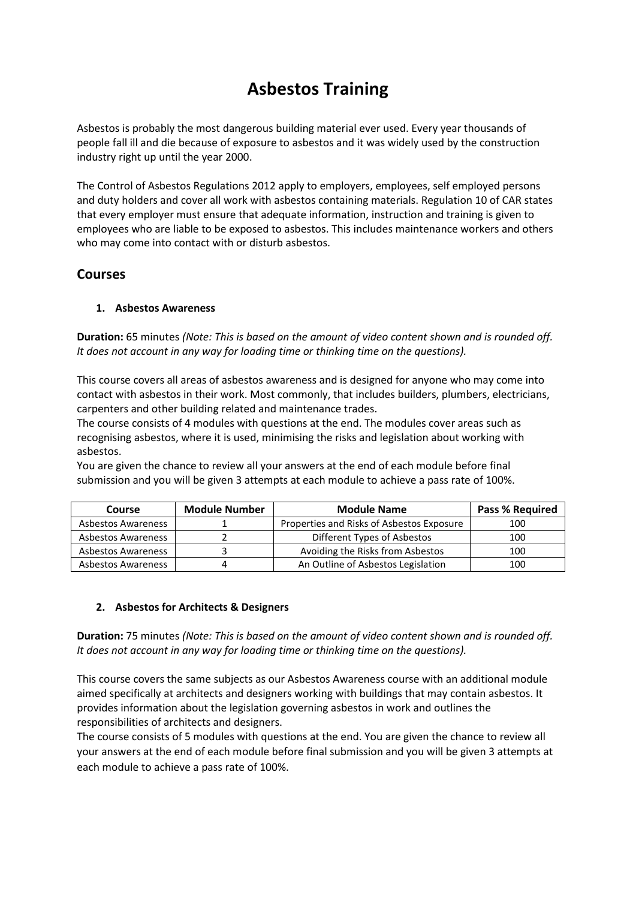# Asbestos Training

Asbestos is probably the most dangerous building material ever used. Every year thousands of people fall ill and die because of exposure to asbestos and it was widely used by the construction industry right up until the year 2000.

The Control of Asbestos Regulations 2012 apply to employers, employees, self employed persons and duty holders and cover all work with asbestos containing materials. Regulation 10 of CAR states that every employer must ensure that adequate information, instruction and training is given to employees who are liable to be exposed to asbestos. This includes maintenance workers and others who may come into contact with or disturb asbestos.

## Courses

### 1. Asbestos Awareness

**Duration:** 65 minutes *(Note: This is based on the amount of video content shown and is rounded off. It does not account in any way for loading time or thinking time on the questions).*

This course covers all areas of asbestos awareness and is designed for anyone who may come into contact with asbestos in their work. Most commonly, that includes builders, plumbers, electricians, carpenters and other building related and maintenance trades.
The course consists of 4 modules with questions at the end. The modules cover areas such as recognising asbestos, where it is used, minimising the risks and legislation about working with asbestos.
You are given the chance to review all your answers at the end of each module before final submission and you will be given 3 attempts at each module to achieve a pass rate of 100%.

| Course | Module Number | Module Name | Pass % Required |
|---|---|---|---|
| Asbestos Awareness | 1 | Properties and Risks of Asbestos Exposure | 100 |
| Asbestos Awareness | 2 | Different Types of Asbestos | 100 |
| Asbestos Awareness | 3 | Avoiding the Risks from Asbestos | 100 |
| Asbestos Awareness | 4 | An Outline of Asbestos Legislation | 100 |

### 2. Asbestos for Architects & Designers

**Duration:** 75 minutes *(Note: This is based on the amount of video content shown and is rounded off. It does not account in any way for loading time or thinking time on the questions).*

This course covers the same subjects as our Asbestos Awareness course with an additional module aimed specifically at architects and designers working with buildings that may contain asbestos. It provides information about the legislation governing asbestos in work and outlines the responsibilities of architects and designers.
The course consists of 5 modules with questions at the end. You are given the chance to review all your answers at the end of each module before final submission and you will be given 3 attempts at each module to achieve a pass rate of 100%.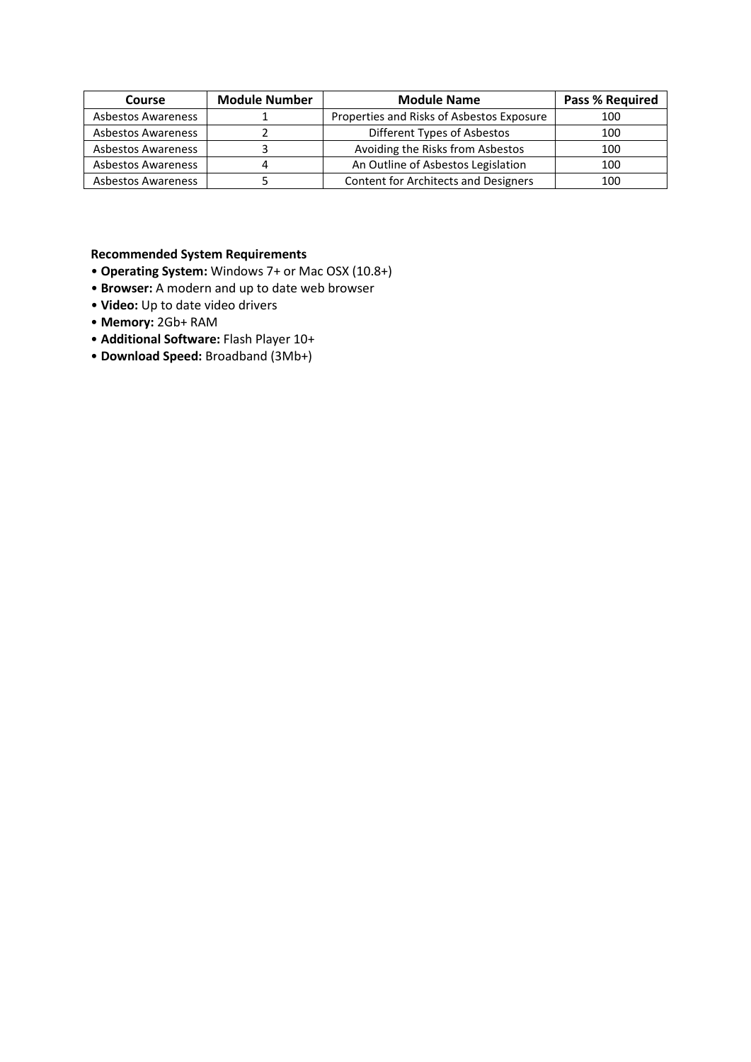| Course | Module Number | Module Name | Pass % Required |
| --- | --- | --- | --- |
| Asbestos Awareness | 1 | Properties and Risks of Asbestos Exposure | 100 |
| Asbestos Awareness | 2 | Different Types of Asbestos | 100 |
| Asbestos Awareness | 3 | Avoiding the Risks from Asbestos | 100 |
| Asbestos Awareness | 4 | An Outline of Asbestos Legislation | 100 |
| Asbestos Awareness | 5 | Content for Architects and Designers | 100 |

**Recommended System Requirements**

- **Operating System:** Windows 7+ or Mac OSX (10.8+)
- **Browser:** A modern and up to date web browser
- **Video:** Up to date video drivers
- **Memory:** 2Gb+ RAM
- **Additional Software:** Flash Player 10+
- **Download Speed:** Broadband (3Mb+)